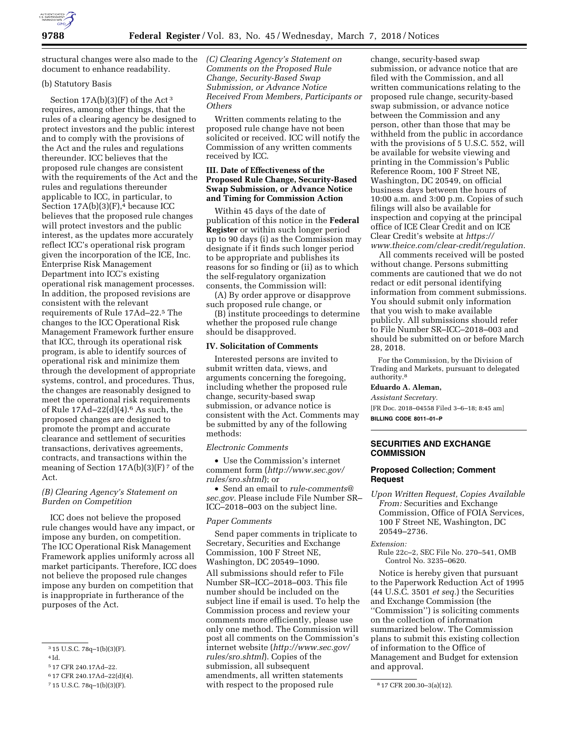structural changes were also made to the document to enhance readability.

(b) Statutory Basis

Section 17A(b)(3)(F) of the Act[3] requires, among other things, that the rules of a clearing agency be designed to protect investors and the public interest and to comply with the provisions of the Act and the rules and regulations thereunder. ICC believes that the proposed rule changes are consistent with the requirements of the Act and the rules and regulations thereunder applicable to ICC, in particular, to Section 17A(b)(3)(F),[4] because ICC believes that the proposed rule changes will protect investors and the public interest, as the updates more accurately reflect ICC's operational risk program given the incorporation of the ICE, Inc. Enterprise Risk Management Department into ICC's existing operational risk management processes. In addition, the proposed revisions are consistent with the relevant requirements of Rule 17Ad–22.[5] The changes to the ICC Operational Risk Management Framework further ensure that ICC, through its operational risk program, is able to identify sources of operational risk and minimize them through the development of appropriate systems, control, and procedures. Thus, the changes are reasonably designed to meet the operational risk requirements of Rule 17Ad–22(d)(4).[6] As such, the proposed changes are designed to promote the prompt and accurate clearance and settlement of securities transactions, derivatives agreements, contracts, and transactions within the meaning of Section 17A(b)(3)(F)[7] of the Act.

*(B) Clearing Agency's Statement on Burden on Competition*

ICC does not believe the proposed rule changes would have any impact, or impose any burden, on competition. The ICC Operational Risk Management Framework applies uniformly across all market participants. Therefore, ICC does not believe the proposed rule changes impose any burden on competition that is inappropriate in furtherance of the purposes of the Act.

*(C) Clearing Agency's Statement on Comments on the Proposed Rule Change, Security-Based Swap Submission, or Advance Notice Received From Members, Participants or Others*

Written comments relating to the proposed rule change have not been solicited or received. ICC will notify the Commission of any written comments received by ICC.

## III. Date of Effectiveness of the Proposed Rule Change, Security-Based Swap Submission, or Advance Notice and Timing for Commission Action

Within 45 days of the date of publication of this notice in the **Federal Register** or within such longer period up to 90 days (i) as the Commission may designate if it finds such longer period to be appropriate and publishes its reasons for so finding or (ii) as to which the self-regulatory organization consents, the Commission will:

(A) By order approve or disapprove such proposed rule change, or

(B) institute proceedings to determine whether the proposed rule change should be disapproved.

## IV. Solicitation of Comments

Interested persons are invited to submit written data, views, and arguments concerning the foregoing, including whether the proposed rule change, security-based swap submission, or advance notice is consistent with the Act. Comments may be submitted by any of the following methods:

*Electronic Comments*

- Use the Commission's internet comment form (*http://www.sec.gov/rules/sro.shtml*); or
- Send an email to *rule-comments@sec.gov.* Please include File Number SR–ICC–2018–003 on the subject line.

*Paper Comments*

Send paper comments in triplicate to Secretary, Securities and Exchange Commission, 100 F Street NE, Washington, DC 20549–1090.

All submissions should refer to File Number SR–ICC–2018–003. This file number should be included on the subject line if email is used. To help the Commission process and review your comments more efficiently, please use only one method. The Commission will post all comments on the Commission's internet website (*http://www.sec.gov/rules/sro.shtml*). Copies of the submission, all subsequent amendments, all written statements with respect to the proposed rule change, security-based swap submission, or advance notice that are filed with the Commission, and all written communications relating to the proposed rule change, security-based swap submission, or advance notice between the Commission and any person, other than those that may be withheld from the public in accordance with the provisions of 5 U.S.C. 552, will be available for website viewing and printing in the Commission's Public Reference Room, 100 F Street NE, Washington, DC 20549, on official business days between the hours of 10:00 a.m. and 3:00 p.m. Copies of such filings will also be available for inspection and copying at the principal office of ICE Clear Credit and on ICE Clear Credit's website at *https://www.theice.com/clear-credit/regulation.*

All comments received will be posted without change. Persons submitting comments are cautioned that we do not redact or edit personal identifying information from comment submissions. You should submit only information that you wish to make available publicly. All submissions should refer to File Number SR–ICC–2018–003 and should be submitted on or before March 28, 2018.

For the Commission, by the Division of Trading and Markets, pursuant to delegated authority.[8]

**Eduardo A. Aleman,**

*Assistant Secretary.*

[FR Doc. 2018–04558 Filed 3–6–18; 8:45 am]

**BILLING CODE 8011–01–P**

---

[3] 15 U.S.C. 78q–1(b)(3)(F).

[4] Id.

[5] 17 CFR 240.17Ad–22.

[6] 17 CFR 240.17Ad–22(d)(4).

[7] 15 U.S.C. 78q–1(b)(3)(F).

[8] 17 CFR 200.30–3(a)(12).

---

# SECURITIES AND EXCHANGE COMMISSION

## Proposed Collection; Comment Request

*Upon Written Request, Copies Available From:* Securities and Exchange Commission, Office of FOIA Services, 100 F Street NE, Washington, DC 20549–2736.

*Extension:*

Rule 22c–2, SEC File No. 270–541, OMB Control No. 3235–0620.

Notice is hereby given that pursuant to the Paperwork Reduction Act of 1995 (44 U.S.C. 3501 *et seq.*) the Securities and Exchange Commission (the ''Commission'') is soliciting comments on the collection of information summarized below. The Commission plans to submit this existing collection of information to the Office of Management and Budget for extension and approval.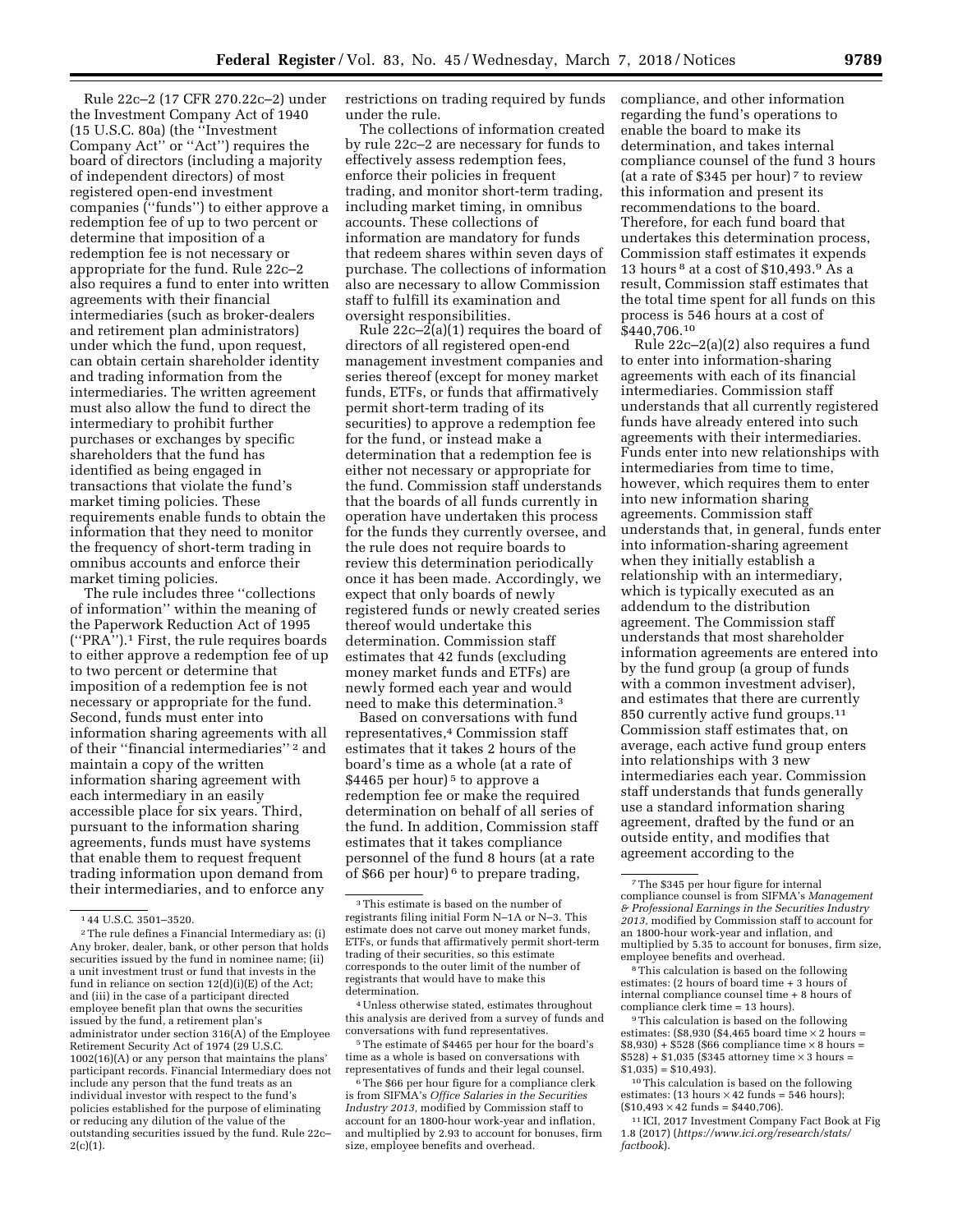Rule 22c–2 (17 CFR 270.22c–2) under the Investment Company Act of 1940 (15 U.S.C. 80a) (the ''Investment Company Act'' or ''Act'') requires the board of directors (including a majority of independent directors) of most registered open-end investment companies (''funds'') to either approve a redemption fee of up to two percent or determine that imposition of a redemption fee is not necessary or appropriate for the fund. Rule 22c–2 also requires a fund to enter into written agreements with their financial intermediaries (such as broker-dealers and retirement plan administrators) under which the fund, upon request, can obtain certain shareholder identity and trading information from the intermediaries. The written agreement must also allow the fund to direct the intermediary to prohibit further purchases or exchanges by specific shareholders that the fund has identified as being engaged in transactions that violate the fund's market timing policies. These requirements enable funds to obtain the information that they need to monitor the frequency of short-term trading in omnibus accounts and enforce their market timing policies.

The rule includes three ''collections of information'' within the meaning of the Paperwork Reduction Act of 1995 (''PRA'').[1] First, the rule requires boards to either approve a redemption fee of up to two percent or determine that imposition of a redemption fee is not necessary or appropriate for the fund. Second, funds must enter into information sharing agreements with all of their ''financial intermediaries'' [2] and maintain a copy of the written information sharing agreement with each intermediary in an easily accessible place for six years. Third, pursuant to the information sharing agreements, funds must have systems that enable them to request frequent trading information upon demand from their intermediaries, and to enforce any restrictions on trading required by funds under the rule.

The collections of information created by rule 22c–2 are necessary for funds to effectively assess redemption fees, enforce their policies in frequent trading, and monitor short-term trading, including market timing, in omnibus accounts. These collections of information are mandatory for funds that redeem shares within seven days of purchase. The collections of information also are necessary to allow Commission staff to fulfill its examination and oversight responsibilities.

Rule 22c–2(a)(1) requires the board of directors of all registered open-end management investment companies and series thereof (except for money market funds, ETFs, or funds that affirmatively permit short-term trading of its securities) to approve a redemption fee for the fund, or instead make a determination that a redemption fee is either not necessary or appropriate for the fund. Commission staff understands that the boards of all funds currently in operation have undertaken this process for the funds they currently oversee, and the rule does not require boards to review this determination periodically once it has been made. Accordingly, we expect that only boards of newly registered funds or newly created series thereof would undertake this determination. Commission staff estimates that 42 funds (excluding money market funds and ETFs) are newly formed each year and would need to make this determination.[3]

Based on conversations with fund representatives,[4] Commission staff estimates that it takes 2 hours of the board's time as a whole (at a rate of $4465 per hour) [5] to approve a redemption fee or make the required determination on behalf of all series of the fund. In addition, Commission staff estimates that it takes compliance personnel of the fund 8 hours (at a rate of $66 per hour) [6] to prepare trading, compliance, and other information regarding the fund's operations to enable the board to make its determination, and takes internal compliance counsel of the fund 3 hours (at a rate of $345 per hour) [7] to review this information and present its recommendations to the board. Therefore, for each fund board that undertakes this determination process, Commission staff estimates it expends 13 hours [8] at a cost of $10,493.[9] As a result, Commission staff estimates that the total time spent for all funds on this process is 546 hours at a cost of $440,706.[10]

Rule 22c–2(a)(2) also requires a fund to enter into information-sharing agreements with each of its financial intermediaries. Commission staff understands that all currently registered funds have already entered into such agreements with their intermediaries. Funds enter into new relationships with intermediaries from time to time, however, which requires them to enter into new information sharing agreements. Commission staff understands that, in general, funds enter into information-sharing agreement when they initially establish a relationship with an intermediary, which is typically executed as an addendum to the distribution agreement. The Commission staff understands that most shareholder information agreements are entered into by the fund group (a group of funds with a common investment adviser), and estimates that there are currently 850 currently active fund groups.[11] Commission staff estimates that, on average, each active fund group enters into relationships with 3 new intermediaries each year. Commission staff understands that funds generally use a standard information sharing agreement, drafted by the fund or an outside entity, and modifies that agreement according to the

---

[1] 44 U.S.C. 3501–3520.

[2] The rule defines a Financial Intermediary as: (i) Any broker, dealer, bank, or other person that holds securities issued by the fund in nominee name; (ii) a unit investment trust or fund that invests in the fund in reliance on section 12(d)(i)(E) of the Act; and (iii) in the case of a participant directed employee benefit plan that owns the securities issued by the fund, a retirement plan's administrator under section 316(A) of the Employee Retirement Security Act of 1974 (29 U.S.C. 1002(16)(A) or any person that maintains the plans' participant records. Financial Intermediary does not include any person that the fund treats as an individual investor with respect to the fund's policies established for the purpose of eliminating or reducing any dilution of the value of the outstanding securities issued by the fund. Rule 22c–2(c)(1).

[3] This estimate is based on the number of registrants filing initial Form N–1A or N–3. This estimate does not carve out money market funds, ETFs, or funds that affirmatively permit short-term trading of their securities, so this estimate corresponds to the outer limit of the number of registrants that would have to make this determination.

[4] Unless otherwise stated, estimates throughout this analysis are derived from a survey of funds and conversations with fund representatives.

[5] The estimate of $4465 per hour for the board's time as a whole is based on conversations with representatives of funds and their legal counsel.

[6] The $66 per hour figure for a compliance clerk is from SIFMA's *Office Salaries in the Securities Industry 2013,* modified by Commission staff to account for an 1800-hour work-year and inflation, and multiplied by 2.93 to account for bonuses, firm size, employee benefits and overhead.

[7] The $345 per hour figure for internal compliance counsel is from SIFMA's *Management & Professional Earnings in the Securities Industry 2013,* modified by Commission staff to account for an 1800-hour work-year and inflation, and multiplied by 5.35 to account for bonuses, firm size, employee benefits and overhead.

[8] This calculation is based on the following estimates: (2 hours of board time + 3 hours of internal compliance counsel time + 8 hours of compliance clerk time = 13 hours).

[9] This calculation is based on the following estimates: ($8,930 ($4,465 board time × 2 hours = $8,930) + $528 ($66 compliance time × 8 hours = $528) + $1,035 ($345 attorney time × 3 hours = $1,035) = $10,493).

[10] This calculation is based on the following estimates: (13 hours × 42 funds = 546 hours); ($10,493 × 42 funds = $440,706).

[11] ICI, 2017 Investment Company Fact Book at Fig 1.8 (2017) (*https://www.ici.org/research/stats/factbook*).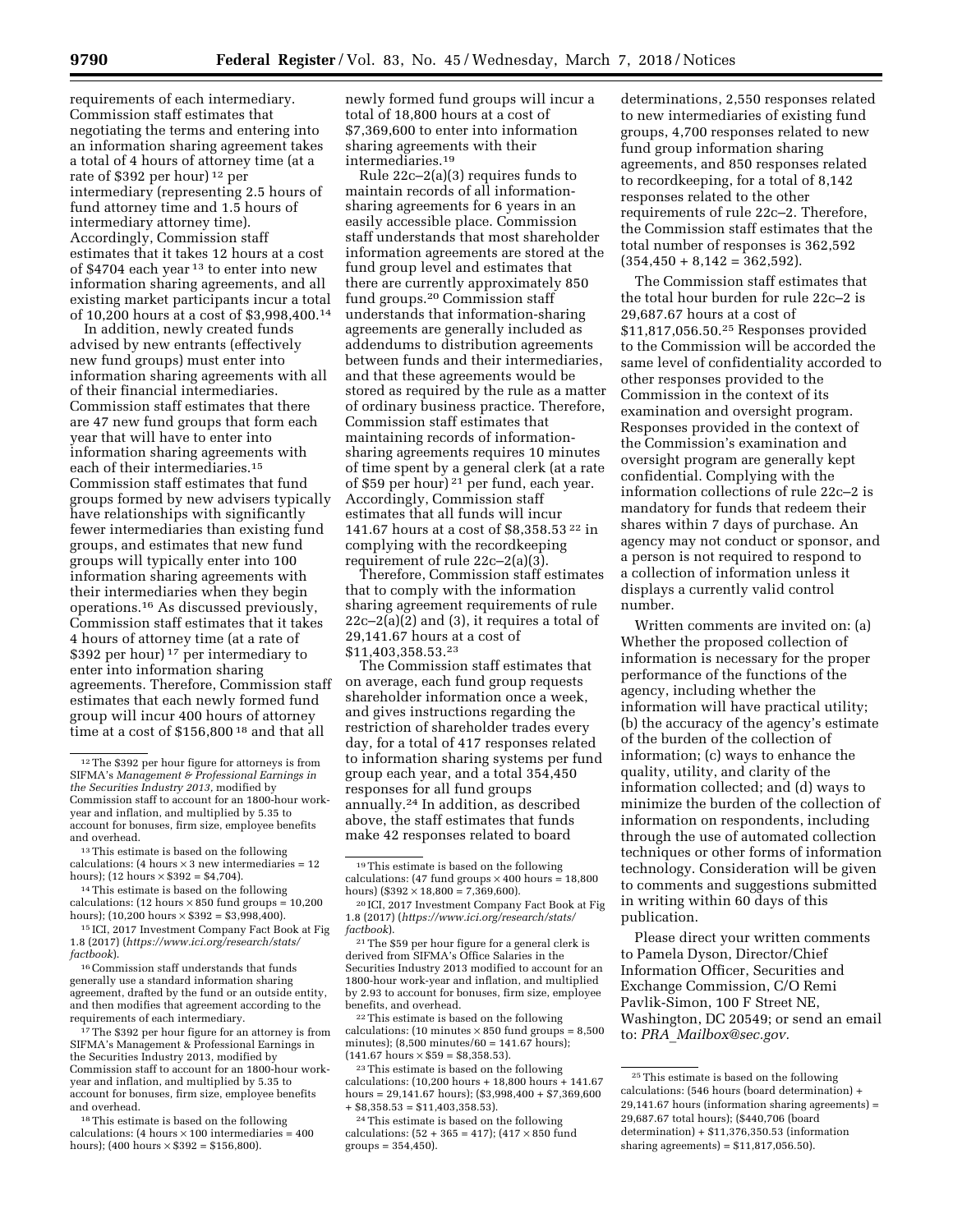requirements of each intermediary. Commission staff estimates that negotiating the terms and entering into an information sharing agreement takes a total of 4 hours of attorney time (at a rate of $392 per hour) [12] per intermediary (representing 2.5 hours of fund attorney time and 1.5 hours of intermediary attorney time). Accordingly, Commission staff estimates that it takes 12 hours at a cost of $4704 each year [13] to enter into new information sharing agreements, and all existing market participants incur a total of 10,200 hours at a cost of $3,998,400.[14]

In addition, newly created funds advised by new entrants (effectively new fund groups) must enter into information sharing agreements with all of their financial intermediaries. Commission staff estimates that there are 47 new fund groups that form each year that will have to enter into information sharing agreements with each of their intermediaries.[15] Commission staff estimates that fund groups formed by new advisers typically have relationships with significantly fewer intermediaries than existing fund groups, and estimates that new fund groups will typically enter into 100 information sharing agreements with their intermediaries when they begin operations.[16] As discussed previously, Commission staff estimates that it takes 4 hours of attorney time (at a rate of $392 per hour) [17] per intermediary to enter into information sharing agreements. Therefore, Commission staff estimates that each newly formed fund group will incur 400 hours of attorney time at a cost of $156,800 [18] and that all newly formed fund groups will incur a total of 18,800 hours at a cost of $7,369,600 to enter into information sharing agreements with their intermediaries.[19]

Rule 22c–2(a)(3) requires funds to maintain records of all information-sharing agreements for 6 years in an easily accessible place. Commission staff understands that most shareholder information agreements are stored at the fund group level and estimates that there are currently approximately 850 fund groups.[20] Commission staff understands that information-sharing agreements are generally included as addendums to distribution agreements between funds and their intermediaries, and that these agreements would be stored as required by the rule as a matter of ordinary business practice. Therefore, Commission staff estimates that maintaining records of information-sharing agreements requires 10 minutes of time spent by a general clerk (at a rate of $59 per hour) [21] per fund, each year. Accordingly, Commission staff estimates that all funds will incur 141.67 hours at a cost of $8,358.53 [22] in complying with the recordkeeping requirement of rule 22c–2(a)(3).

Therefore, Commission staff estimates that to comply with the information sharing agreement requirements of rule 22c–2(a)(2) and (3), it requires a total of 29,141.67 hours at a cost of $11,403,358.53.[23]

The Commission staff estimates that on average, each fund group requests shareholder information once a week, and gives instructions regarding the restriction of shareholder trades every day, for a total of 417 responses related to information sharing systems per fund group each year, and a total 354,450 responses for all fund groups annually.[24] In addition, as described above, the staff estimates that funds make 42 responses related to board determinations, 2,550 responses related to new intermediaries of existing fund groups, 4,700 responses related to new fund group information sharing agreements, and 850 responses related to recordkeeping, for a total of 8,142 responses related to the other requirements of rule 22c–2. Therefore, the Commission staff estimates that the total number of responses is 362,592 (354,450 + 8,142 = 362,592).

The Commission staff estimates that the total hour burden for rule 22c–2 is 29,687.67 hours at a cost of $11,817,056.50.[25] Responses provided to the Commission will be accorded the same level of confidentiality accorded to other responses provided to the Commission in the context of its examination and oversight program. Responses provided in the context of the Commission's examination and oversight program are generally kept confidential. Complying with the information collections of rule 22c–2 is mandatory for funds that redeem their shares within 7 days of purchase. An agency may not conduct or sponsor, and a person is not required to respond to a collection of information unless it displays a currently valid control number.

Written comments are invited on: (a) Whether the proposed collection of information is necessary for the proper performance of the functions of the agency, including whether the information will have practical utility; (b) the accuracy of the agency's estimate of the burden of the collection of information; (c) ways to enhance the quality, utility, and clarity of the information collected; and (d) ways to minimize the burden of the collection of information on respondents, including through the use of automated collection techniques or other forms of information technology. Consideration will be given to comments and suggestions submitted in writing within 60 days of this publication.

Please direct your written comments to Pamela Dyson, Director/Chief Information Officer, Securities and Exchange Commission, C/O Remi Pavlik-Simon, 100 F Street NE, Washington, DC 20549; or send an email to: *PRA_Mailbox@sec.gov.*

---

[12] The $392 per hour figure for attorneys is from SIFMA's *Management & Professional Earnings in the Securities Industry 2013,* modified by Commission staff to account for an 1800-hour work-year and inflation, and multiplied by 5.35 to account for bonuses, firm size, employee benefits and overhead.

[13] This estimate is based on the following calculations: (4 hours × 3 new intermediaries = 12 hours); (12 hours × $392 = $4,704).

[14] This estimate is based on the following calculations: (12 hours × 850 fund groups = 10,200 hours); (10,200 hours × $392 = $3,998,400).

[15] ICI, 2017 Investment Company Fact Book at Fig 1.8 (2017) (*https://www.ici.org/research/stats/factbook*).

[16] Commission staff understands that funds generally use a standard information sharing agreement, drafted by the fund or an outside entity, and then modifies that agreement according to the requirements of each intermediary.

[17] The $392 per hour figure for an attorney is from SIFMA's Management & Professional Earnings in the Securities Industry 2013, modified by Commission staff to account for an 1800-hour work-year and inflation, and multiplied by 5.35 to account for bonuses, firm size, employee benefits and overhead.

[18] This estimate is based on the following calculations: (4 hours × 100 intermediaries = 400 hours); (400 hours × $392 = $156,800).

[19] This estimate is based on the following calculations: (47 fund groups × 400 hours = 18,800 hours) ($392 × 18,800 = 7,369,600).

[20] ICI, 2017 Investment Company Fact Book at Fig 1.8 (2017) (*https://www.ici.org/research/stats/factbook*).

[21] The $59 per hour figure for a general clerk is derived from SIFMA's Office Salaries in the Securities Industry 2013 modified to account for an 1800-hour work-year and inflation, and multiplied by 2.93 to account for bonuses, firm size, employee benefits, and overhead.

[22] This estimate is based on the following calculations: (10 minutes × 850 fund groups = 8,500 minutes); (8,500 minutes/60 = 141.67 hours); (141.67 hours × $59 = $8,358.53).

[23] This estimate is based on the following calculations: (10,200 hours + 18,800 hours + 141.67 hours = 29,141.67 hours); ($3,998,400 + $7,369,600 + $8,358.53 = $11,403,358.53).

[24] This estimate is based on the following calculations: (52 + 365 = 417); (417 × 850 fund groups = 354,450).

[25] This estimate is based on the following calculations: (546 hours (board determination) + 29,141.67 hours (information sharing agreements) = 29,687.67 total hours); ($440,706 (board determination) + $11,376,350.53 (information sharing agreements) = $11,817,056.50).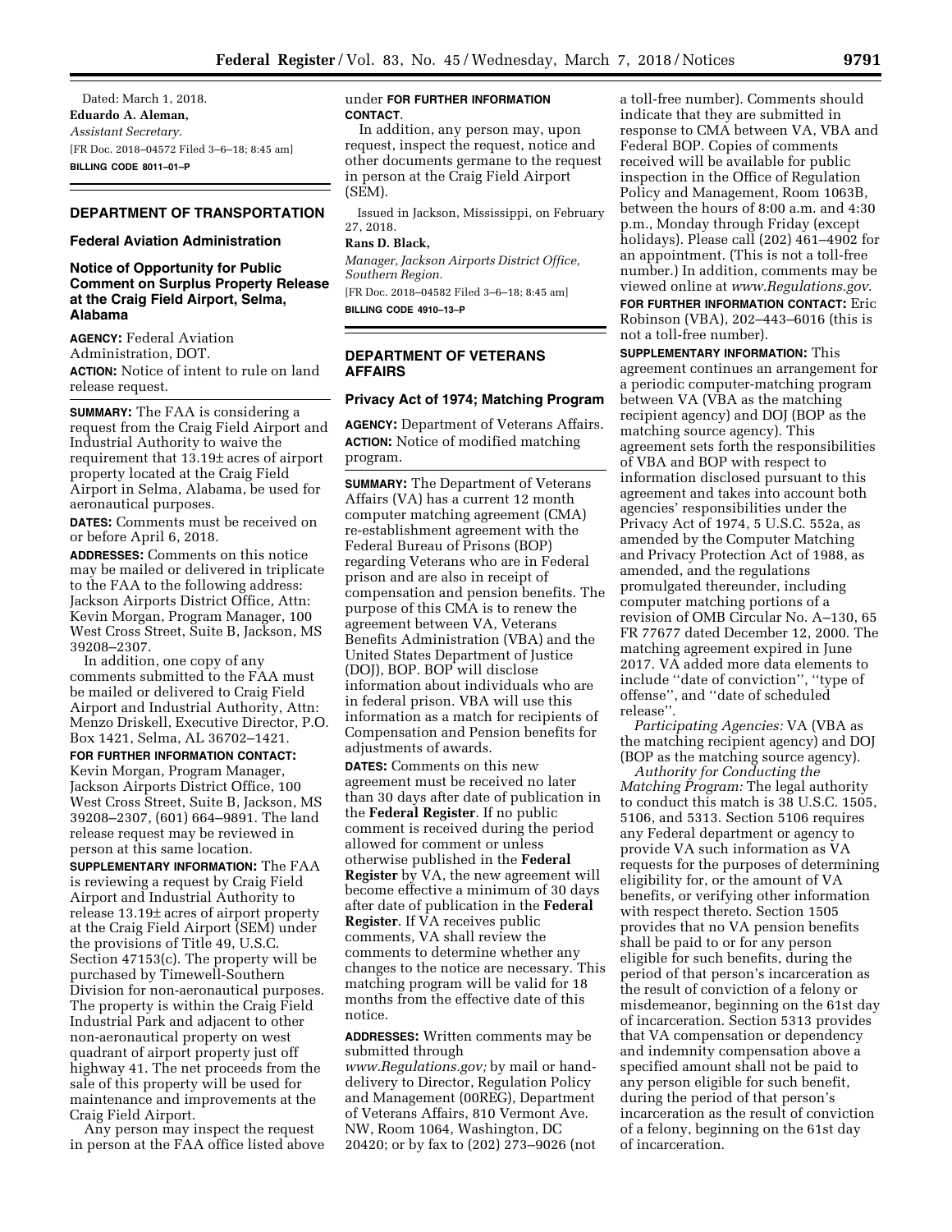Dated: March 1, 2018.

**Eduardo A. Aleman,**

*Assistant Secretary.*

[FR Doc. 2018–04572 Filed 3–6–18; 8:45 am]

**BILLING CODE 8011–01–P**

## DEPARTMENT OF TRANSPORTATION

### Federal Aviation Administration

### Notice of Opportunity for Public Comment on Surplus Property Release at the Craig Field Airport, Selma, Alabama

**AGENCY:** Federal Aviation Administration, DOT.

**ACTION:** Notice of intent to rule on land release request.

**SUMMARY:** The FAA is considering a request from the Craig Field Airport and Industrial Authority to waive the requirement that 13.19± acres of airport property located at the Craig Field Airport in Selma, Alabama, be used for aeronautical purposes.

**DATES:** Comments must be received on or before April 6, 2018.

**ADDRESSES:** Comments on this notice may be mailed or delivered in triplicate to the FAA to the following address: Jackson Airports District Office, Attn: Kevin Morgan, Program Manager, 100 West Cross Street, Suite B, Jackson, MS 39208–2307.

In addition, one copy of any comments submitted to the FAA must be mailed or delivered to Craig Field Airport and Industrial Authority, Attn: Menzo Driskell, Executive Director, P.O. Box 1421, Selma, AL 36702–1421.

**FOR FURTHER INFORMATION CONTACT:** Kevin Morgan, Program Manager, Jackson Airports District Office, 100 West Cross Street, Suite B, Jackson, MS 39208–2307, (601) 664–9891. The land release request may be reviewed in person at this same location.

**SUPPLEMENTARY INFORMATION:** The FAA is reviewing a request by Craig Field Airport and Industrial Authority to release 13.19± acres of airport property at the Craig Field Airport (SEM) under the provisions of Title 49, U.S.C. Section 47153(c). The property will be purchased by Timewell-Southern Division for non-aeronautical purposes. The property is within the Craig Field Industrial Park and adjacent to other non-aeronautical property on west quadrant of airport property just off highway 41. The net proceeds from the sale of this property will be used for maintenance and improvements at the Craig Field Airport.

Any person may inspect the request in person at the FAA office listed above under **FOR FURTHER INFORMATION CONTACT**.

In addition, any person may, upon request, inspect the request, notice and other documents germane to the request in person at the Craig Field Airport (SEM).

Issued in Jackson, Mississippi, on February 27, 2018.

**Rans D. Black,**

*Manager, Jackson Airports District Office, Southern Region.*

[FR Doc. 2018–04582 Filed 3–6–18; 8:45 am]

**BILLING CODE 4910–13–P**

## DEPARTMENT OF VETERANS AFFAIRS

### Privacy Act of 1974; Matching Program

**AGENCY:** Department of Veterans Affairs.

**ACTION:** Notice of modified matching program.

**SUMMARY:** The Department of Veterans Affairs (VA) has a current 12 month computer matching agreement (CMA) re-establishment agreement with the Federal Bureau of Prisons (BOP) regarding Veterans who are in Federal prison and are also in receipt of compensation and pension benefits. The purpose of this CMA is to renew the agreement between VA, Veterans Benefits Administration (VBA) and the United States Department of Justice (DOJ), BOP. BOP will disclose information about individuals who are in federal prison. VBA will use this information as a match for recipients of Compensation and Pension benefits for adjustments of awards.

**DATES:** Comments on this new agreement must be received no later than 30 days after date of publication in the **Federal Register**. If no public comment is received during the period allowed for comment or unless otherwise published in the **Federal Register** by VA, the new agreement will become effective a minimum of 30 days after date of publication in the **Federal Register**. If VA receives public comments, VA shall review the comments to determine whether any changes to the notice are necessary. This matching program will be valid for 18 months from the effective date of this notice.

**ADDRESSES:** Written comments may be submitted through *www.Regulations.gov;* by mail or hand-delivery to Director, Regulation Policy and Management (00REG), Department of Veterans Affairs, 810 Vermont Ave. NW, Room 1064, Washington, DC 20420; or by fax to (202) 273–9026 (not a toll-free number). Comments should indicate that they are submitted in response to CMA between VA, VBA and Federal BOP. Copies of comments received will be available for public inspection in the Office of Regulation Policy and Management, Room 1063B, between the hours of 8:00 a.m. and 4:30 p.m., Monday through Friday (except holidays). Please call (202) 461–4902 for an appointment. (This is not a toll-free number.) In addition, comments may be viewed online at *www.Regulations.gov*.

**FOR FURTHER INFORMATION CONTACT:** Eric Robinson (VBA), 202–443–6016 (this is not a toll-free number).

**SUPPLEMENTARY INFORMATION:** This agreement continues an arrangement for a periodic computer-matching program between VA (VBA as the matching recipient agency) and DOJ (BOP as the matching source agency). This agreement sets forth the responsibilities of VBA and BOP with respect to information disclosed pursuant to this agreement and takes into account both agencies' responsibilities under the Privacy Act of 1974, 5 U.S.C. 552a, as amended by the Computer Matching and Privacy Protection Act of 1988, as amended, and the regulations promulgated thereunder, including computer matching portions of a revision of OMB Circular No. A–130, 65 FR 77677 dated December 12, 2000. The matching agreement expired in June 2017. VA added more data elements to include ''date of conviction'', ''type of offense'', and ''date of scheduled release''.

*Participating Agencies:* VA (VBA as the matching recipient agency) and DOJ (BOP as the matching source agency).

*Authority for Conducting the Matching Program:* The legal authority to conduct this match is 38 U.S.C. 1505, 5106, and 5313. Section 5106 requires any Federal department or agency to provide VA such information as VA requests for the purposes of determining eligibility for, or the amount of VA benefits, or verifying other information with respect thereto. Section 1505 provides that no VA pension benefits shall be paid to or for any person eligible for such benefits, during the period of that person's incarceration as the result of conviction of a felony or misdemeanor, beginning on the 61st day of incarceration. Section 5313 provides that VA compensation or dependency and indemnity compensation above a specified amount shall not be paid to any person eligible for such benefit, during the period of that person's incarceration as the result of conviction of a felony, beginning on the 61st day of incarceration.